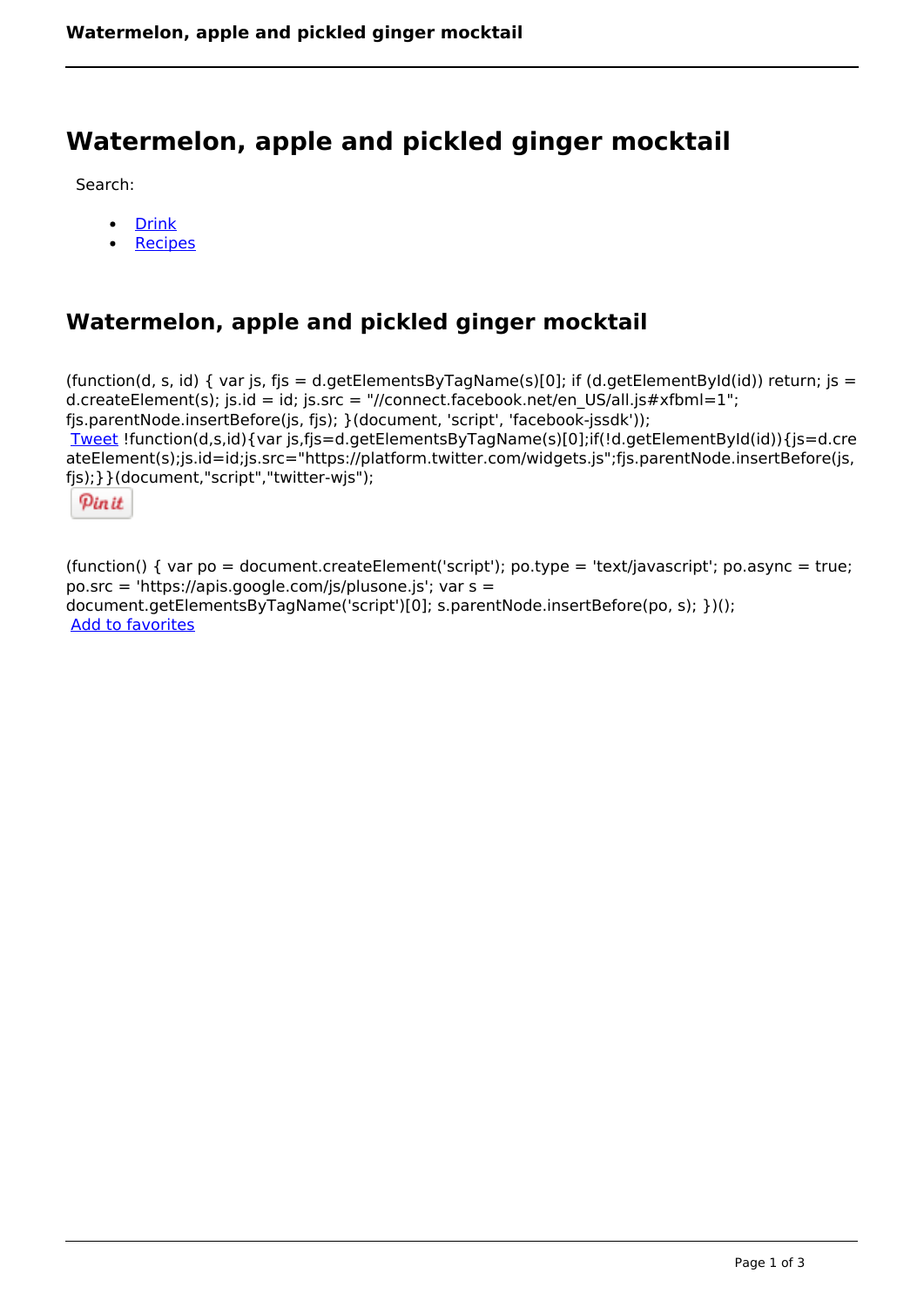# Watermelon, apple and pickled ginger mocktail

Search:

- Drink
- Recipes

## Watermelon, apple and pickled ginger mocktail

(function(d, s, id) { var js, fjs = d.getElementsByTagName(s)[0]; if (d.getElementById(id)) return; js = d.createElement(s); js.id = id; js.src = "//connect.facebook.net/en_US/all.js#xfbml=1"; fjs.parentNode.insertBefore(js, fjs); }(document, 'script', 'facebook-jssdk'));
Tweet !function(d,s,id){var js,fjs=d.getElementsByTagName(s)[0];if(!d.getElementById(id)){js=d.createElement(s);js.id=id;js.src="https://platform.twitter.com/widgets.js";fjs.parentNode.insertBefore(js,fjs);}}(document,"script","twitter-wjs");

Pin it

(function() { var po = document.createElement('script'); po.type = 'text/javascript'; po.async = true; po.src = 'https://apis.google.com/js/plusone.js'; var s = document.getElementsByTagName('script')[0]; s.parentNode.insertBefore(po, s); })();
Add to favorites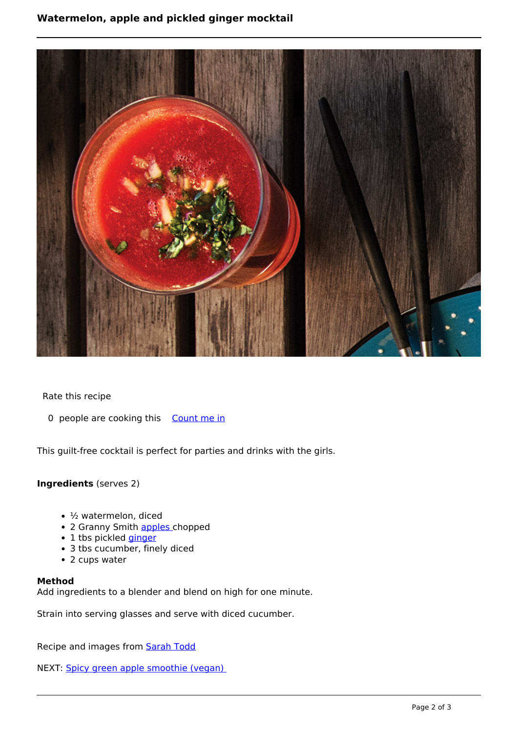# Watermelon, apple and pickled ginger mocktail

Rate this recipe

0 people are cooking this Count me in

This guilt-free cocktail is perfect for parties and drinks with the girls.

**Ingredients** (serves 2)

- ½ watermelon, diced
- 2 Granny Smith apples chopped
- 1 tbs pickled ginger
- 3 tbs cucumber, finely diced
- 2 cups water

**Method**

Add ingredients to a blender and blend on high for one minute.

Strain into serving glasses and serve with diced cucumber.

Recipe and images from Sarah Todd

NEXT: Spicy green apple smoothie (vegan)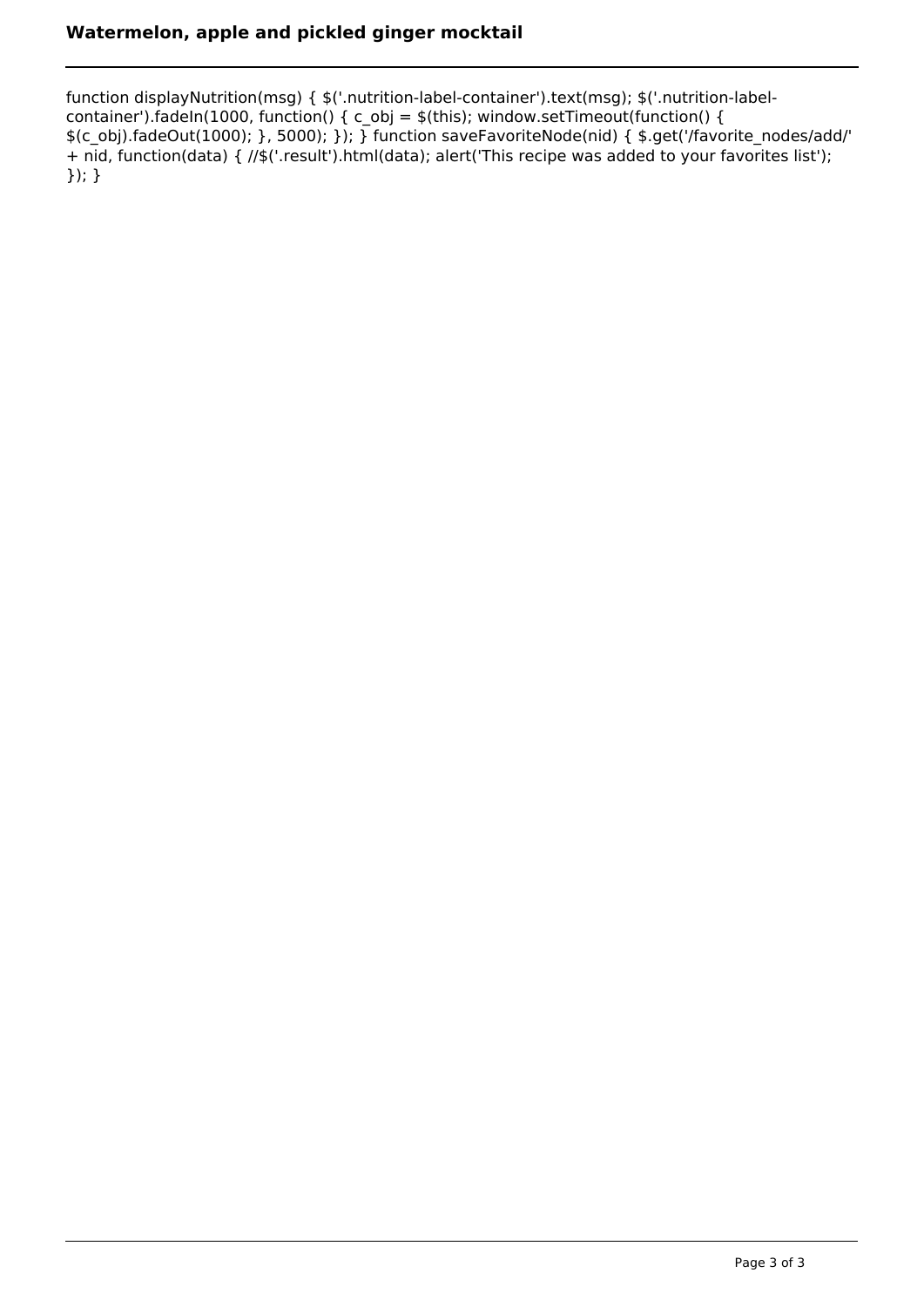```
function displayNutrition(msg) { $('.nutrition-label-container').text(msg); $('.nutrition-label-container').fadeIn(1000, function() { c_obj = $(this); window.setTimeout(function() { $(c_obj).fadeOut(1000); }, 5000); }); } function saveFavoriteNode(nid) { $.get('/favorite_nodes/add/' + nid, function(data) { //$('.result').html(data); alert('This recipe was added to your favorites list'); }); }
```